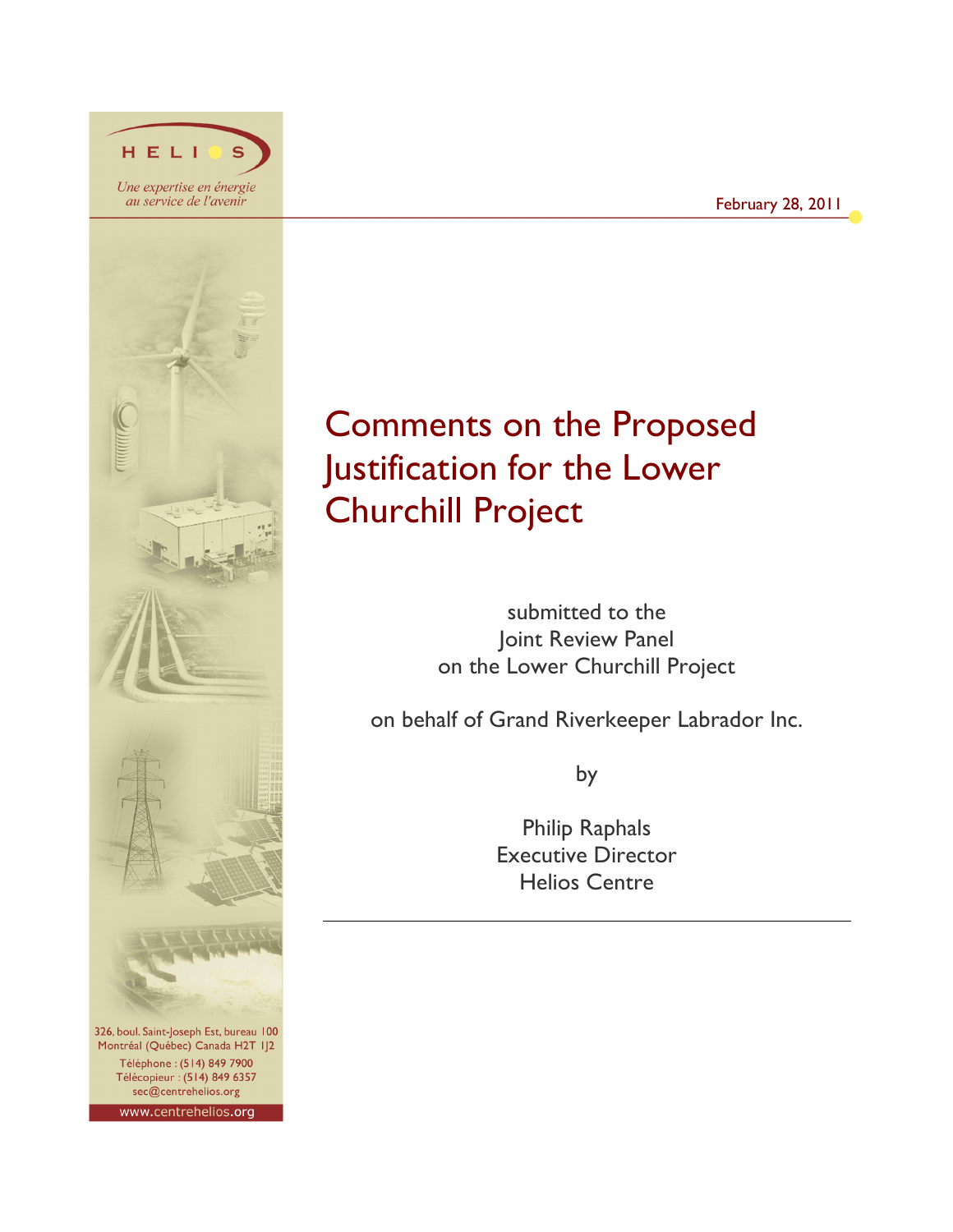HELIOS

*Une expertise en énergie au service de l'avenir*

February 28, 2011

# Comments on the Proposed Justification for the Lower Churchill Project

submitted to the
Joint Review Panel
on the Lower Churchill Project

on behalf of Grand Riverkeeper Labrador Inc.

by

Philip Raphals
Executive Director
Helios Centre

326, boul. Saint-Joseph Est, bureau 100
Montréal (Québec) Canada H2T 1J2
Téléphone : (514) 849 7900
Télécopieur : (514) 849 6357
sec@centrehelios.org
www.centrehelios.org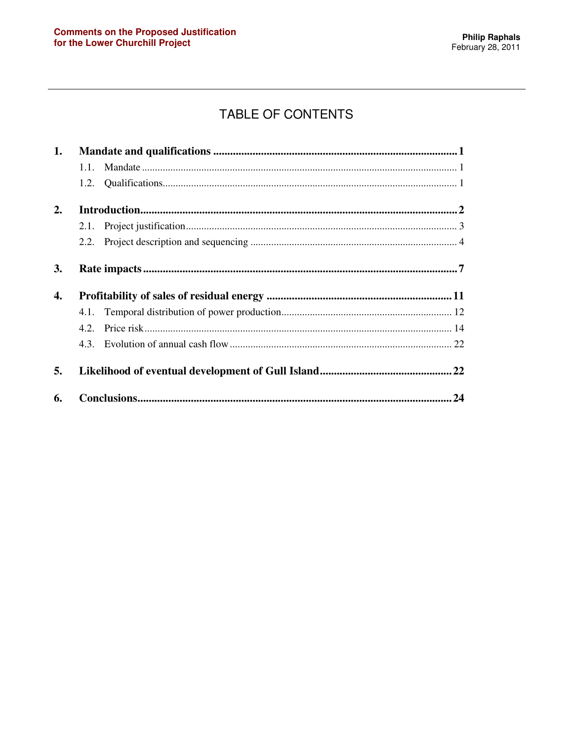# TABLE OF CONTENTS

**1. Mandate and qualifications ..................................................................................... 1**

- 1.1. Mandate ........................................................................................................ 1
- 1.2. Qualifications................................................................................................ 1

**2. Introduction.................................................................................................... 2**

- 2.1. Project justification........................................................................................ 3
- 2.2. Project description and sequencing ............................................................... 4

**3. Rate impacts ................................................................................................... 7**

**4. Profitability of sales of residual energy ................................................................. 11**

- 4.1. Temporal distribution of power production................................................... 12
- 4.2. Price risk ...................................................................................................... 14
- 4.3. Evolution of annual cash flow ....................................................................... 22

**5. Likelihood of eventual development of Gull Island .............................................. 22**

**6. Conclusions.................................................................................................... 24**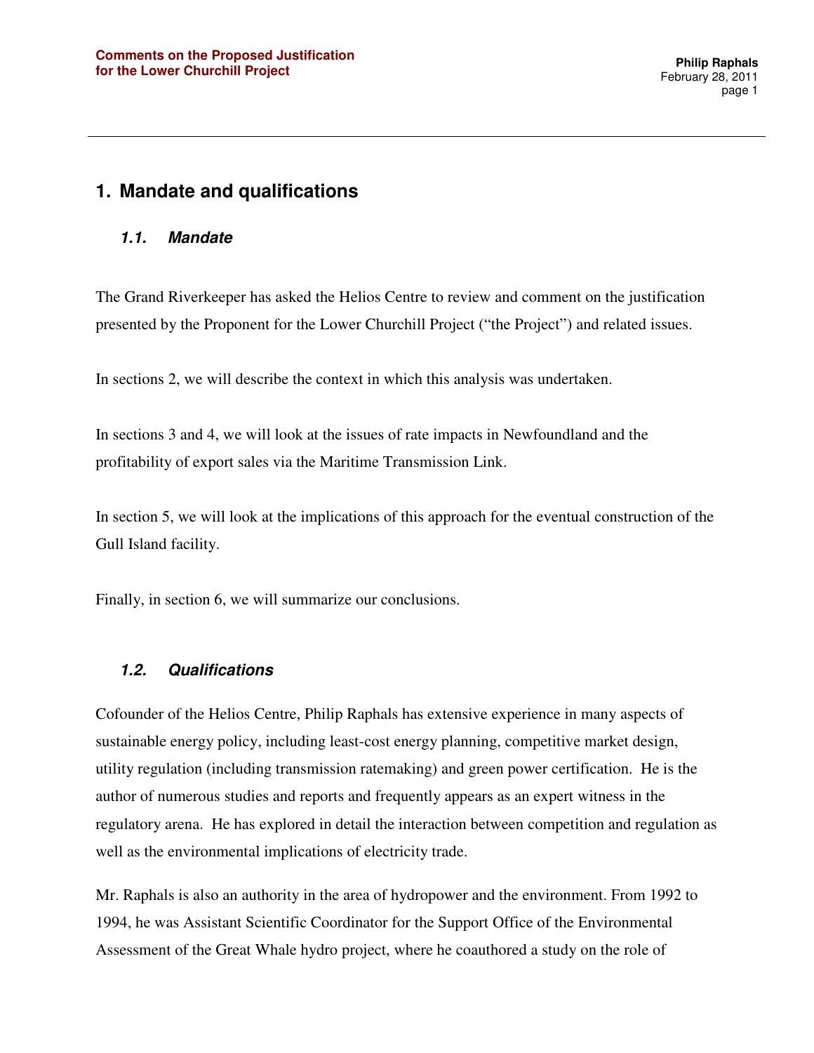# 1. Mandate and qualifications

## 1.1. Mandate

The Grand Riverkeeper has asked the Helios Centre to review and comment on the justification presented by the Proponent for the Lower Churchill Project ("the Project") and related issues.

In sections 2, we will describe the context in which this analysis was undertaken.

In sections 3 and 4, we will look at the issues of rate impacts in Newfoundland and the profitability of export sales via the Maritime Transmission Link.

In section 5, we will look at the implications of this approach for the eventual construction of the Gull Island facility.

Finally, in section 6, we will summarize our conclusions.

## 1.2. Qualifications

Cofounder of the Helios Centre, Philip Raphals has extensive experience in many aspects of sustainable energy policy, including least-cost energy planning, competitive market design, utility regulation (including transmission ratemaking) and green power certification. He is the author of numerous studies and reports and frequently appears as an expert witness in the regulatory arena. He has explored in detail the interaction between competition and regulation as well as the environmental implications of electricity trade.

Mr. Raphals is also an authority in the area of hydropower and the environment. From 1992 to 1994, he was Assistant Scientific Coordinator for the Support Office of the Environmental Assessment of the Great Whale hydro project, where he coauthored a study on the role of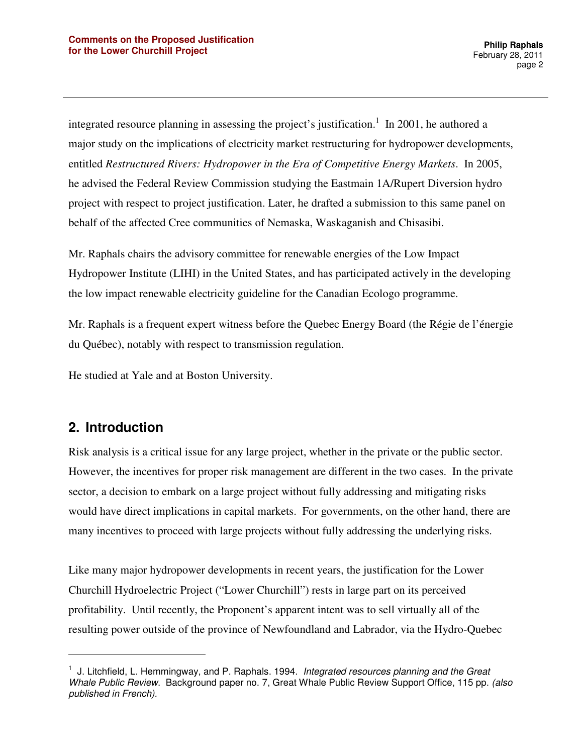integrated resource planning in assessing the project's justification.[1] In 2001, he authored a major study on the implications of electricity market restructuring for hydropower developments, entitled *Restructured Rivers: Hydropower in the Era of Competitive Energy Markets*. In 2005, he advised the Federal Review Commission studying the Eastmain 1A/Rupert Diversion hydro project with respect to project justification. Later, he drafted a submission to this same panel on behalf of the affected Cree communities of Nemaska, Waskaganish and Chisasibi.

Mr. Raphals chairs the advisory committee for renewable energies of the Low Impact Hydropower Institute (LIHI) in the United States, and has participated actively in the developing the low impact renewable electricity guideline for the Canadian Ecologo programme.

Mr. Raphals is a frequent expert witness before the Quebec Energy Board (the Régie de l'énergie du Québec), notably with respect to transmission regulation.

He studied at Yale and at Boston University.

## 2. Introduction

Risk analysis is a critical issue for any large project, whether in the private or the public sector. However, the incentives for proper risk management are different in the two cases. In the private sector, a decision to embark on a large project without fully addressing and mitigating risks would have direct implications in capital markets. For governments, on the other hand, there are many incentives to proceed with large projects without fully addressing the underlying risks.

Like many major hydropower developments in recent years, the justification for the Lower Churchill Hydroelectric Project ("Lower Churchill") rests in large part on its perceived profitability. Until recently, the Proponent's apparent intent was to sell virtually all of the resulting power outside of the province of Newfoundland and Labrador, via the Hydro-Quebec

---

[1] J. Litchfield, L. Hemmingway, and P. Raphals. 1994. *Integrated resources planning and the Great Whale Public Review*. Background paper no. 7, Great Whale Public Review Support Office, 115 pp. *(also published in French).*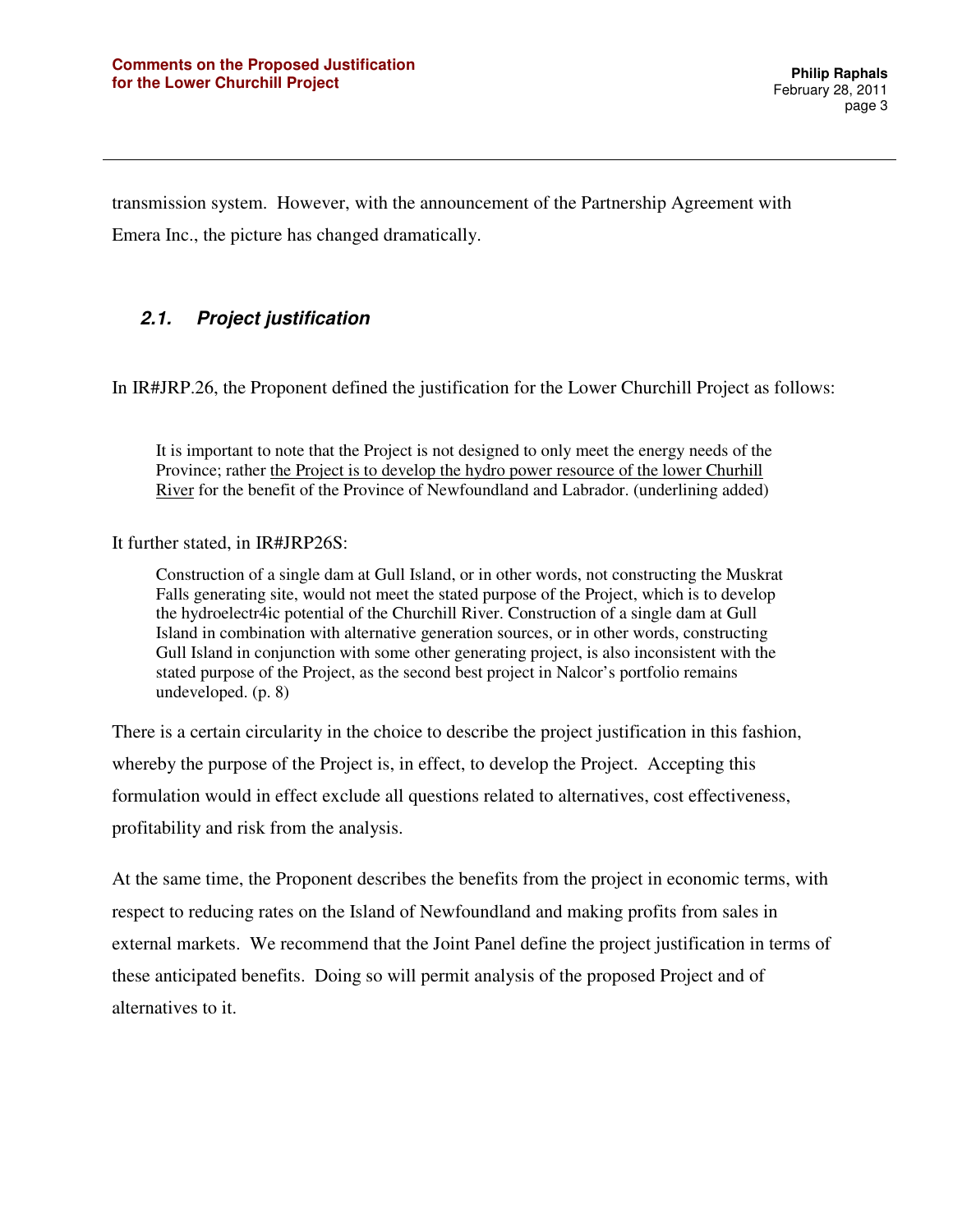transmission system. However, with the announcement of the Partnership Agreement with Emera Inc., the picture has changed dramatically.

### *2.1. Project justification*

In IR#JRP.26, the Proponent defined the justification for the Lower Churchill Project as follows:

> It is important to note that the Project is not designed to only meet the energy needs of the Province; rather <u>the Project is to develop the hydro power resource of the lower Churhill River</u> for the benefit of the Province of Newfoundland and Labrador. (underlining added)

It further stated, in IR#JRP26S:

> Construction of a single dam at Gull Island, or in other words, not constructing the Muskrat Falls generating site, would not meet the stated purpose of the Project, which is to develop the hydroelectr4ic potential of the Churchill River. Construction of a single dam at Gull Island in combination with alternative generation sources, or in other words, constructing Gull Island in conjunction with some other generating project, is also inconsistent with the stated purpose of the Project, as the second best project in Nalcor's portfolio remains undeveloped. (p. 8)

There is a certain circularity in the choice to describe the project justification in this fashion, whereby the purpose of the Project is, in effect, to develop the Project. Accepting this formulation would in effect exclude all questions related to alternatives, cost effectiveness, profitability and risk from the analysis.

At the same time, the Proponent describes the benefits from the project in economic terms, with respect to reducing rates on the Island of Newfoundland and making profits from sales in external markets. We recommend that the Joint Panel define the project justification in terms of these anticipated benefits. Doing so will permit analysis of the proposed Project and of alternatives to it.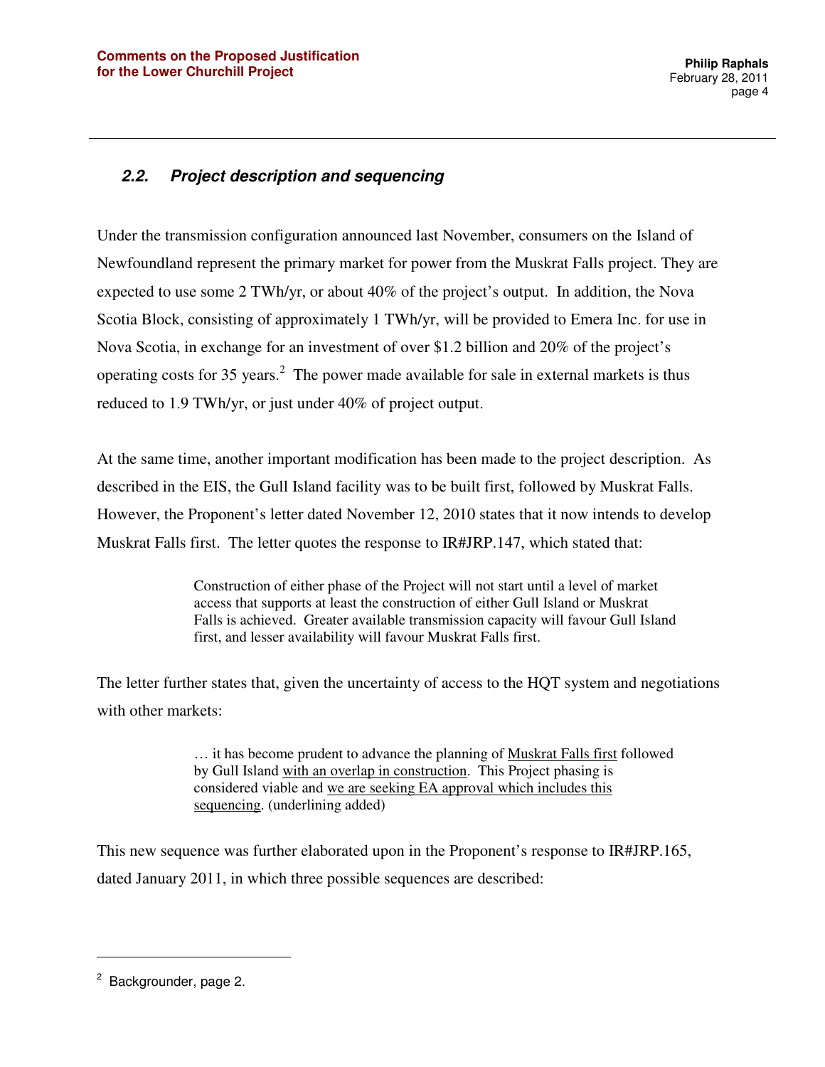### *2.2. Project description and sequencing*

Under the transmission configuration announced last November, consumers on the Island of Newfoundland represent the primary market for power from the Muskrat Falls project. They are expected to use some 2 TWh/yr, or about 40% of the project's output. In addition, the Nova Scotia Block, consisting of approximately 1 TWh/yr, will be provided to Emera Inc. for use in Nova Scotia, in exchange for an investment of over $1.2 billion and 20% of the project's operating costs for 35 years.[2] The power made available for sale in external markets is thus reduced to 1.9 TWh/yr, or just under 40% of project output.

At the same time, another important modification has been made to the project description. As described in the EIS, the Gull Island facility was to be built first, followed by Muskrat Falls. However, the Proponent's letter dated November 12, 2010 states that it now intends to develop Muskrat Falls first. The letter quotes the response to IR#JRP.147, which stated that:

> Construction of either phase of the Project will not start until a level of market access that supports at least the construction of either Gull Island or Muskrat Falls is achieved. Greater available transmission capacity will favour Gull Island first, and lesser availability will favour Muskrat Falls first.

The letter further states that, given the uncertainty of access to the HQT system and negotiations with other markets:

> … it has become prudent to advance the planning of <u>Muskrat Falls first</u> followed by Gull Island <u>with an overlap in construction</u>. This Project phasing is considered viable and <u>we are seeking EA approval which includes this sequencing</u>. (underlining added)

This new sequence was further elaborated upon in the Proponent's response to IR#JRP.165, dated January 2011, in which three possible sequences are described:

---

[2] Backgrounder, page 2.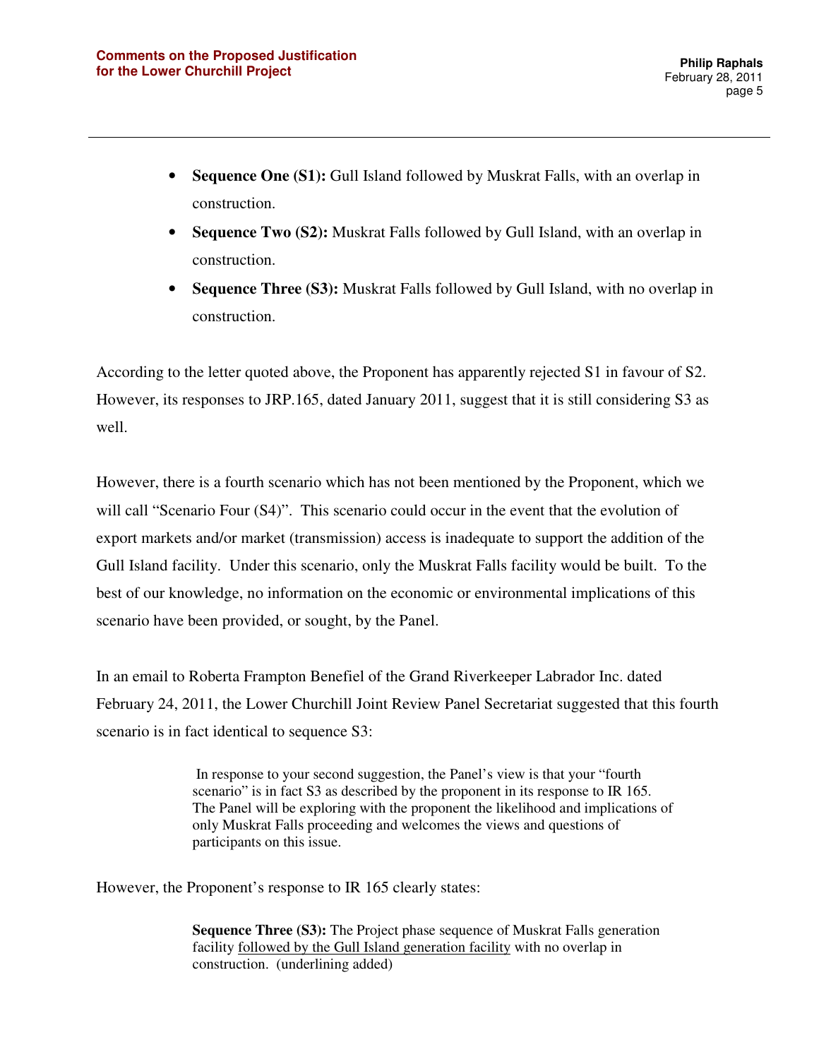- **Sequence One (S1):** Gull Island followed by Muskrat Falls, with an overlap in construction.
- **Sequence Two (S2):** Muskrat Falls followed by Gull Island, with an overlap in construction.
- **Sequence Three (S3):** Muskrat Falls followed by Gull Island, with no overlap in construction.

According to the letter quoted above, the Proponent has apparently rejected S1 in favour of S2. However, its responses to JRP.165, dated January 2011, suggest that it is still considering S3 as well.

However, there is a fourth scenario which has not been mentioned by the Proponent, which we will call "Scenario Four (S4)". This scenario could occur in the event that the evolution of export markets and/or market (transmission) access is inadequate to support the addition of the Gull Island facility. Under this scenario, only the Muskrat Falls facility would be built. To the best of our knowledge, no information on the economic or environmental implications of this scenario have been provided, or sought, by the Panel.

In an email to Roberta Frampton Benefiel of the Grand Riverkeeper Labrador Inc. dated February 24, 2011, the Lower Churchill Joint Review Panel Secretariat suggested that this fourth scenario is in fact identical to sequence S3:

> In response to your second suggestion, the Panel's view is that your "fourth scenario" is in fact S3 as described by the proponent in its response to IR 165. The Panel will be exploring with the proponent the likelihood and implications of only Muskrat Falls proceeding and welcomes the views and questions of participants on this issue.

However, the Proponent's response to IR 165 clearly states:

> **Sequence Three (S3):** The Project phase sequence of Muskrat Falls generation facility <u>followed by the Gull Island generation facility</u> with no overlap in construction. (underlining added)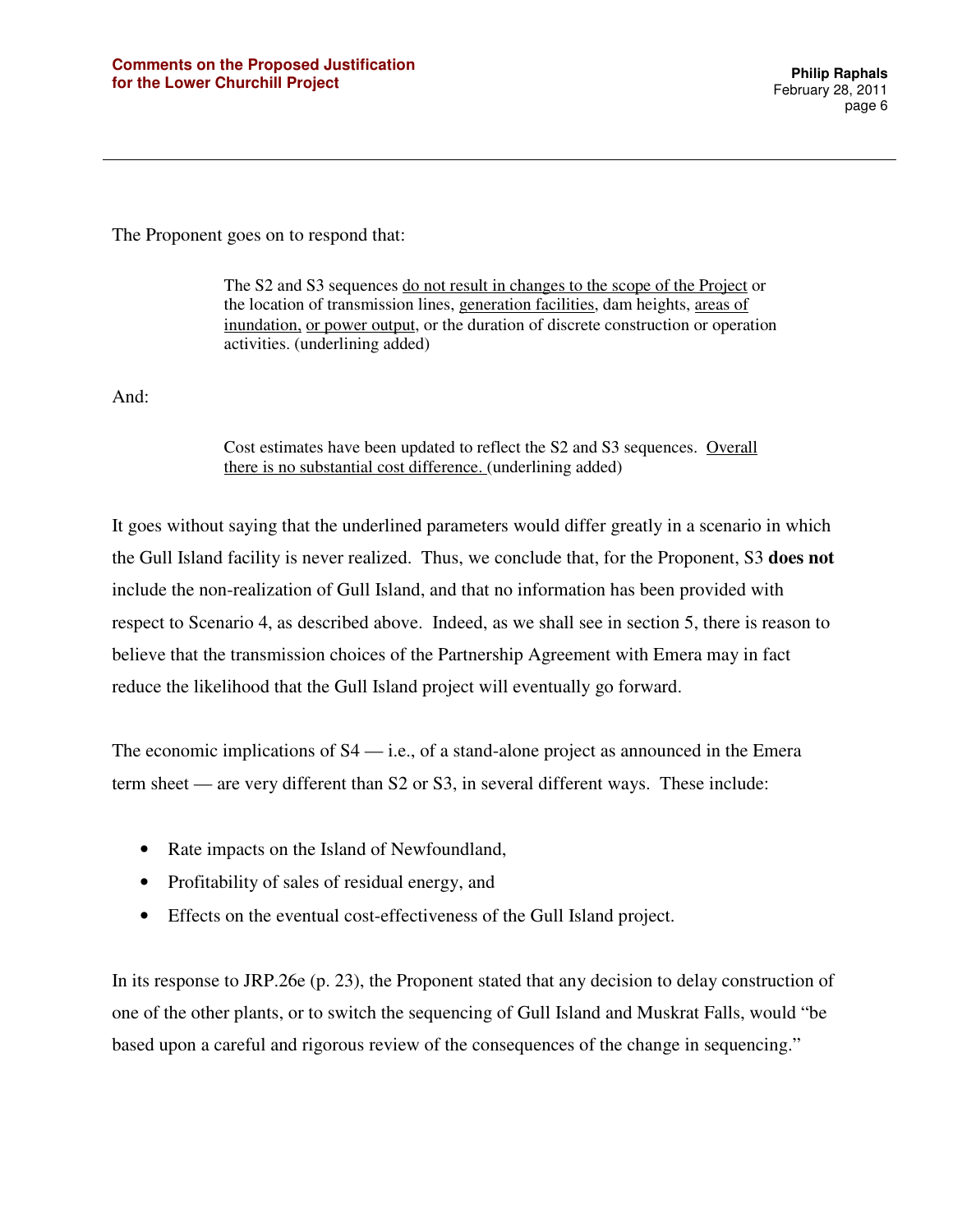The Proponent goes on to respond that:

> The S2 and S3 sequences <u>do not result in changes to the scope of the Project</u> or the location of transmission lines, <u>generation facilities</u>, dam heights, <u>areas of inundation,</u> <u>or power output</u>, or the duration of discrete construction or operation activities. (underlining added)

And:

> Cost estimates have been updated to reflect the S2 and S3 sequences. <u>Overall there is no substantial cost difference.</u> (underlining added)

It goes without saying that the underlined parameters would differ greatly in a scenario in which the Gull Island facility is never realized. Thus, we conclude that, for the Proponent, S3 **does not** include the non-realization of Gull Island, and that no information has been provided with respect to Scenario 4, as described above. Indeed, as we shall see in section 5, there is reason to believe that the transmission choices of the Partnership Agreement with Emera may in fact reduce the likelihood that the Gull Island project will eventually go forward.

The economic implications of S4 — i.e., of a stand-alone project as announced in the Emera term sheet — are very different than S2 or S3, in several different ways. These include:

- Rate impacts on the Island of Newfoundland,
- Profitability of sales of residual energy, and
- Effects on the eventual cost-effectiveness of the Gull Island project.

In its response to JRP.26e (p. 23), the Proponent stated that any decision to delay construction of one of the other plants, or to switch the sequencing of Gull Island and Muskrat Falls, would "be based upon a careful and rigorous review of the consequences of the change in sequencing."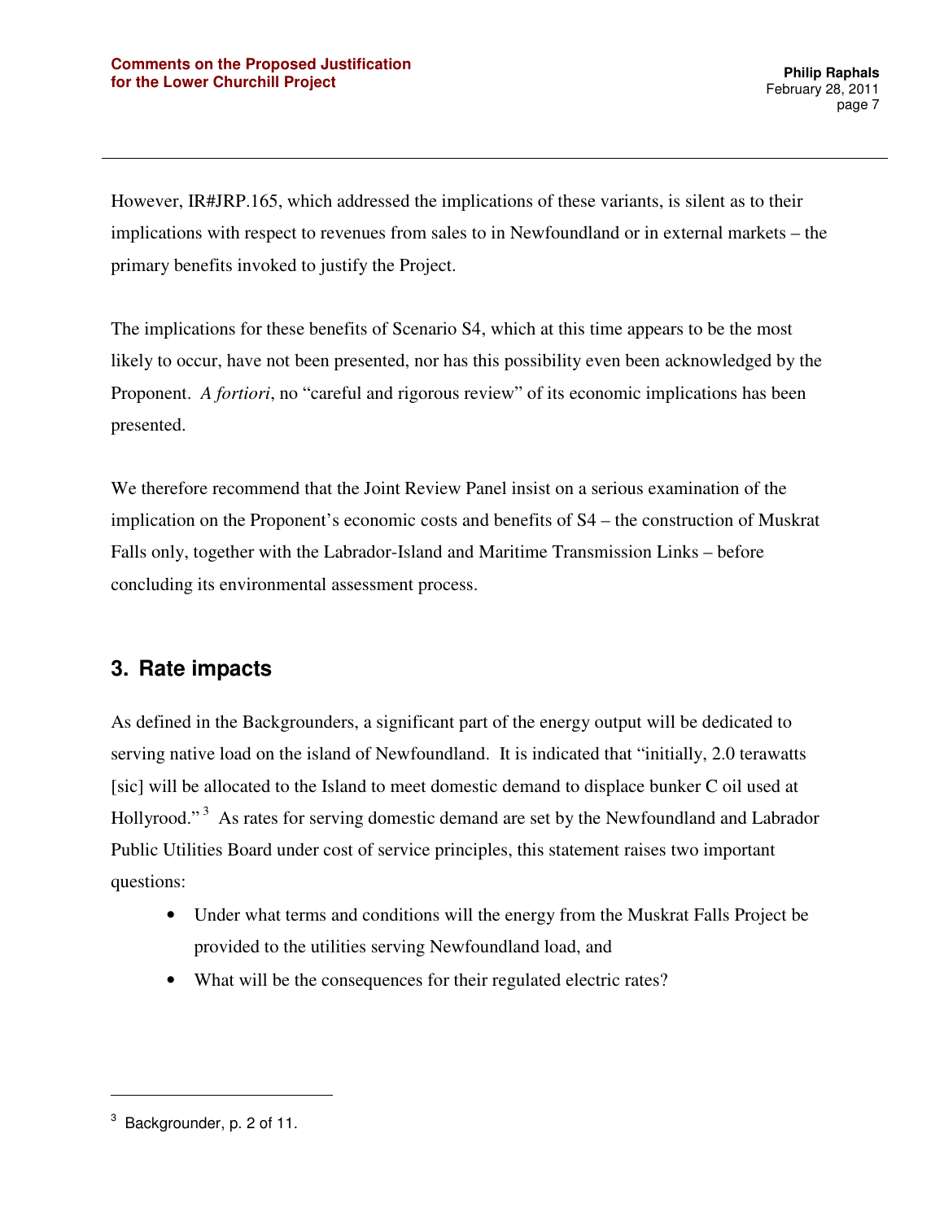However, IR#JRP.165, which addressed the implications of these variants, is silent as to their implications with respect to revenues from sales to in Newfoundland or in external markets – the primary benefits invoked to justify the Project.

The implications for these benefits of Scenario S4, which at this time appears to be the most likely to occur, have not been presented, nor has this possibility even been acknowledged by the Proponent. *A fortiori*, no "careful and rigorous review" of its economic implications has been presented.

We therefore recommend that the Joint Review Panel insist on a serious examination of the implication on the Proponent's economic costs and benefits of S4 – the construction of Muskrat Falls only, together with the Labrador-Island and Maritime Transmission Links – before concluding its environmental assessment process.

## 3. Rate impacts

As defined in the Backgrounders, a significant part of the energy output will be dedicated to serving native load on the island of Newfoundland. It is indicated that "initially, 2.0 terawatts [sic] will be allocated to the Island to meet domestic demand to displace bunker C oil used at Hollyrood."[3] As rates for serving domestic demand are set by the Newfoundland and Labrador Public Utilities Board under cost of service principles, this statement raises two important questions:

- Under what terms and conditions will the energy from the Muskrat Falls Project be provided to the utilities serving Newfoundland load, and
- What will be the consequences for their regulated electric rates?

---

[3] Backgrounder, p. 2 of 11.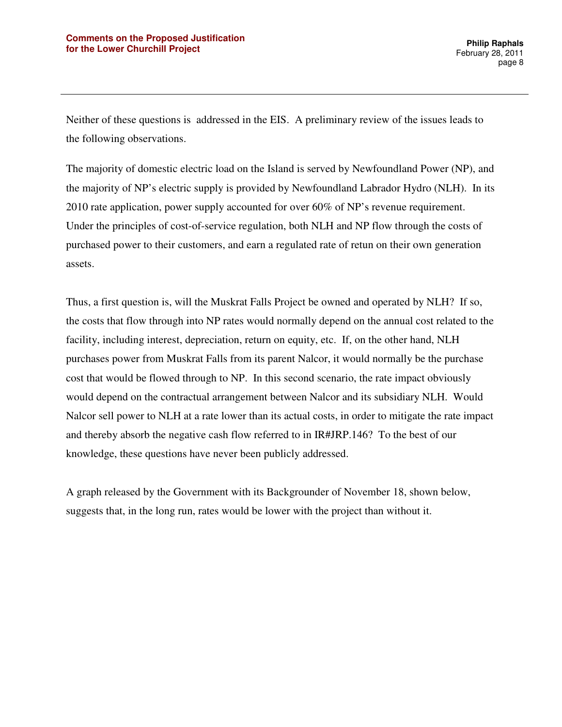Neither of these questions is  addressed in the EIS.  A preliminary review of the issues leads to the following observations.

The majority of domestic electric load on the Island is served by Newfoundland Power (NP), and the majority of NP's electric supply is provided by Newfoundland Labrador Hydro (NLH).  In its 2010 rate application, power supply accounted for over 60% of NP's revenue requirement.  Under the principles of cost-of-service regulation, both NLH and NP flow through the costs of purchased power to their customers, and earn a regulated rate of retun on their own generation assets.

Thus, a first question is, will the Muskrat Falls Project be owned and operated by NLH?  If so, the costs that flow through into NP rates would normally depend on the annual cost related to the facility, including interest, depreciation, return on equity, etc.  If, on the other hand, NLH purchases power from Muskrat Falls from its parent Nalcor, it would normally be the purchase cost that would be flowed through to NP.  In this second scenario, the rate impact obviously would depend on the contractual arrangement between Nalcor and its subsidiary NLH.  Would Nalcor sell power to NLH at a rate lower than its actual costs, in order to mitigate the rate impact and thereby absorb the negative cash flow referred to in IR#JRP.146?  To the best of our knowledge, these questions have never been publicly addressed.

A graph released by the Government with its Backgrounder of November 18, shown below, suggests that, in the long run, rates would be lower with the project than without it.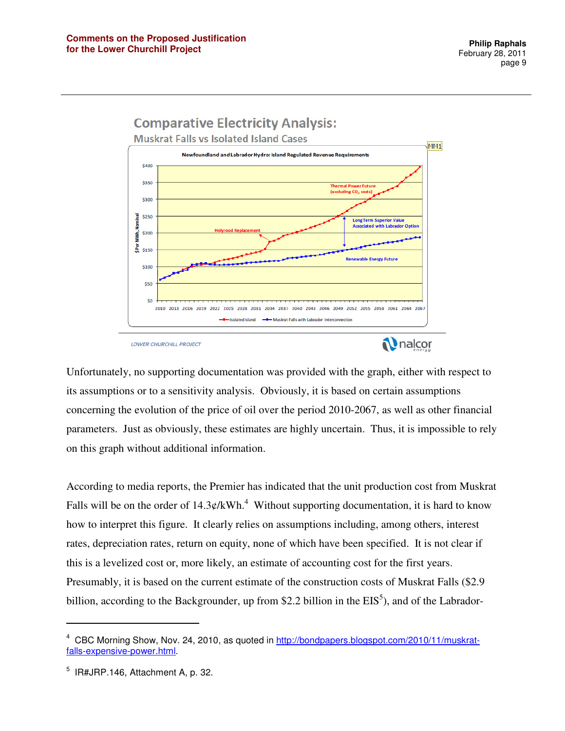Comparative Electricity Analysis:

Muskrat Falls vs Isolated Island Cases

Newfoundland and Labrador Hydro: Island Regulated Revenue Requirements

LOWER CHURCHILL PROJECT

Unfortunately, no supporting documentation was provided with the graph, either with respect to its assumptions or to a sensitivity analysis. Obviously, it is based on certain assumptions concerning the evolution of the price of oil over the period 2010-2067, as well as other financial parameters. Just as obviously, these estimates are highly uncertain. Thus, it is impossible to rely on this graph without additional information.

According to media reports, the Premier has indicated that the unit production cost from Muskrat Falls will be on the order of 14.3¢/kWh.[4] Without supporting documentation, it is hard to know how to interpret this figure. It clearly relies on assumptions including, among others, interest rates, depreciation rates, return on equity, none of which have been specified. It is not clear if this is a levelized cost or, more likely, an estimate of accounting cost for the first years. Presumably, it is based on the current estimate of the construction costs of Muskrat Falls ($2.9 billion, according to the Backgrounder, up from $2.2 billion in the EIS[5]), and of the Labrador-

---

[4] CBC Morning Show, Nov. 24, 2010, as quoted in http://bondpapers.blogspot.com/2010/11/muskrat-falls-expensive-power.html.

[5] IR#JRP.146, Attachment A, p. 32.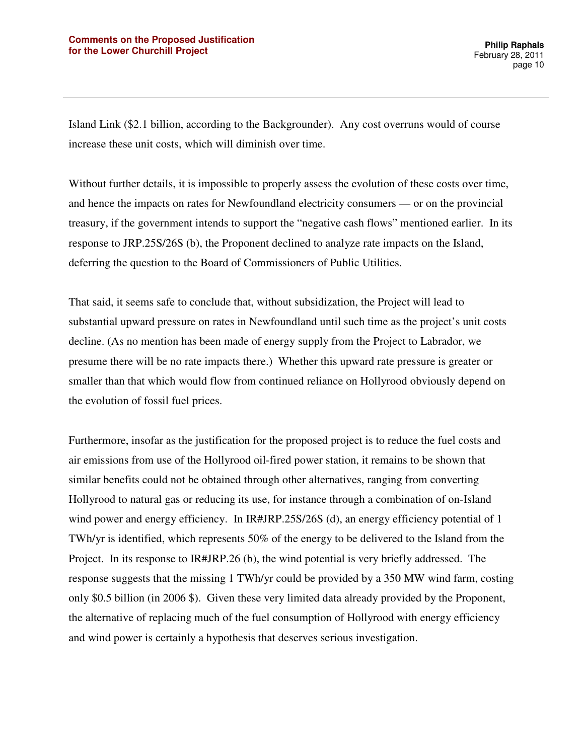Island Link ($2.1 billion, according to the Backgrounder). Any cost overruns would of course increase these unit costs, which will diminish over time.

Without further details, it is impossible to properly assess the evolution of these costs over time, and hence the impacts on rates for Newfoundland electricity consumers — or on the provincial treasury, if the government intends to support the "negative cash flows" mentioned earlier. In its response to JRP.25S/26S (b), the Proponent declined to analyze rate impacts on the Island, deferring the question to the Board of Commissioners of Public Utilities.

That said, it seems safe to conclude that, without subsidization, the Project will lead to substantial upward pressure on rates in Newfoundland until such time as the project's unit costs decline. (As no mention has been made of energy supply from the Project to Labrador, we presume there will be no rate impacts there.) Whether this upward rate pressure is greater or smaller than that which would flow from continued reliance on Hollyrood obviously depend on the evolution of fossil fuel prices.

Furthermore, insofar as the justification for the proposed project is to reduce the fuel costs and air emissions from use of the Hollyrood oil-fired power station, it remains to be shown that similar benefits could not be obtained through other alternatives, ranging from converting Hollyrood to natural gas or reducing its use, for instance through a combination of on-Island wind power and energy efficiency. In IR#JRP.25S/26S (d), an energy efficiency potential of 1 TWh/yr is identified, which represents 50% of the energy to be delivered to the Island from the Project. In its response to IR#JRP.26 (b), the wind potential is very briefly addressed. The response suggests that the missing 1 TWh/yr could be provided by a 350 MW wind farm, costing only $0.5 billion (in 2006 $). Given these very limited data already provided by the Proponent, the alternative of replacing much of the fuel consumption of Hollyrood with energy efficiency and wind power is certainly a hypothesis that deserves serious investigation.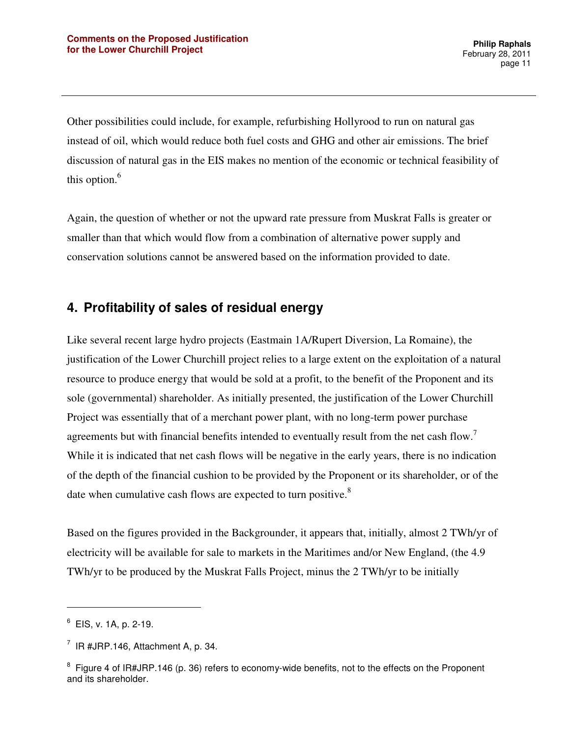Other possibilities could include, for example, refurbishing Hollyrood to run on natural gas instead of oil, which would reduce both fuel costs and GHG and other air emissions. The brief discussion of natural gas in the EIS makes no mention of the economic or technical feasibility of this option.[6]

Again, the question of whether or not the upward rate pressure from Muskrat Falls is greater or smaller than that which would flow from a combination of alternative power supply and conservation solutions cannot be answered based on the information provided to date.

## 4. Profitability of sales of residual energy

Like several recent large hydro projects (Eastmain 1A/Rupert Diversion, La Romaine), the justification of the Lower Churchill project relies to a large extent on the exploitation of a natural resource to produce energy that would be sold at a profit, to the benefit of the Proponent and its sole (governmental) shareholder. As initially presented, the justification of the Lower Churchill Project was essentially that of a merchant power plant, with no long-term power purchase agreements but with financial benefits intended to eventually result from the net cash flow.[7] While it is indicated that net cash flows will be negative in the early years, there is no indication of the depth of the financial cushion to be provided by the Proponent or its shareholder, or of the date when cumulative cash flows are expected to turn positive.[8]

Based on the figures provided in the Backgrounder, it appears that, initially, almost 2 TWh/yr of electricity will be available for sale to markets in the Maritimes and/or New England, (the 4.9 TWh/yr to be produced by the Muskrat Falls Project, minus the 2 TWh/yr to be initially

---

[6] EIS, v. 1A, p. 2-19.

[7] IR #JRP.146, Attachment A, p. 34.

[8] Figure 4 of IR#JRP.146 (p. 36) refers to economy-wide benefits, not to the effects on the Proponent and its shareholder.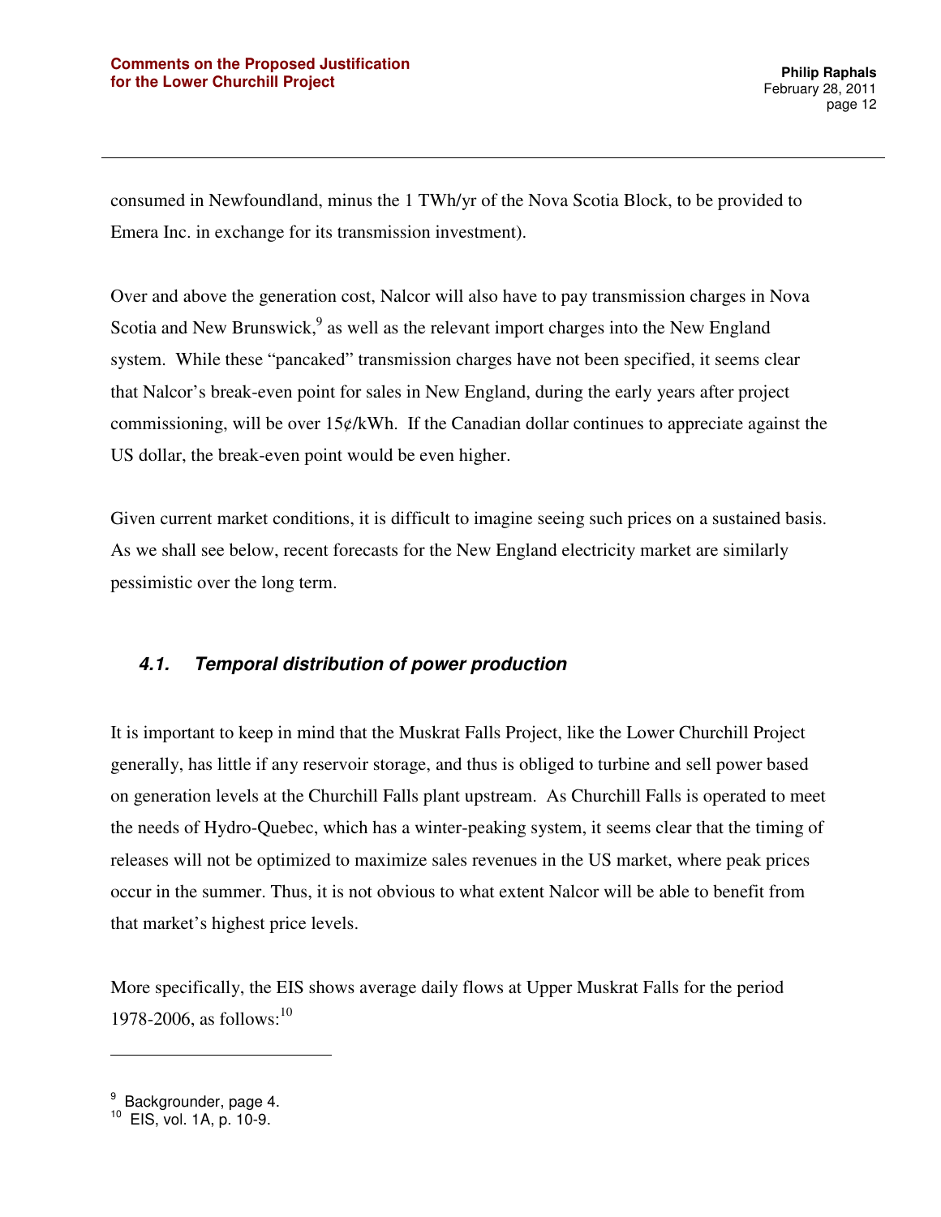consumed in Newfoundland, minus the 1 TWh/yr of the Nova Scotia Block, to be provided to Emera Inc. in exchange for its transmission investment).

Over and above the generation cost, Nalcor will also have to pay transmission charges in Nova Scotia and New Brunswick,[9] as well as the relevant import charges into the New England system. While these "pancaked" transmission charges have not been specified, it seems clear that Nalcor's break-even point for sales in New England, during the early years after project commissioning, will be over 15¢/kWh. If the Canadian dollar continues to appreciate against the US dollar, the break-even point would be even higher.

Given current market conditions, it is difficult to imagine seeing such prices on a sustained basis. As we shall see below, recent forecasts for the New England electricity market are similarly pessimistic over the long term.

### *4.1. Temporal distribution of power production*

It is important to keep in mind that the Muskrat Falls Project, like the Lower Churchill Project generally, has little if any reservoir storage, and thus is obliged to turbine and sell power based on generation levels at the Churchill Falls plant upstream. As Churchill Falls is operated to meet the needs of Hydro-Quebec, which has a winter-peaking system, it seems clear that the timing of releases will not be optimized to maximize sales revenues in the US market, where peak prices occur in the summer. Thus, it is not obvious to what extent Nalcor will be able to benefit from that market's highest price levels.

More specifically, the EIS shows average daily flows at Upper Muskrat Falls for the period 1978-2006, as follows:[10]

---

[9] Backgrounder, page 4.

[10] EIS, vol. 1A, p. 10-9.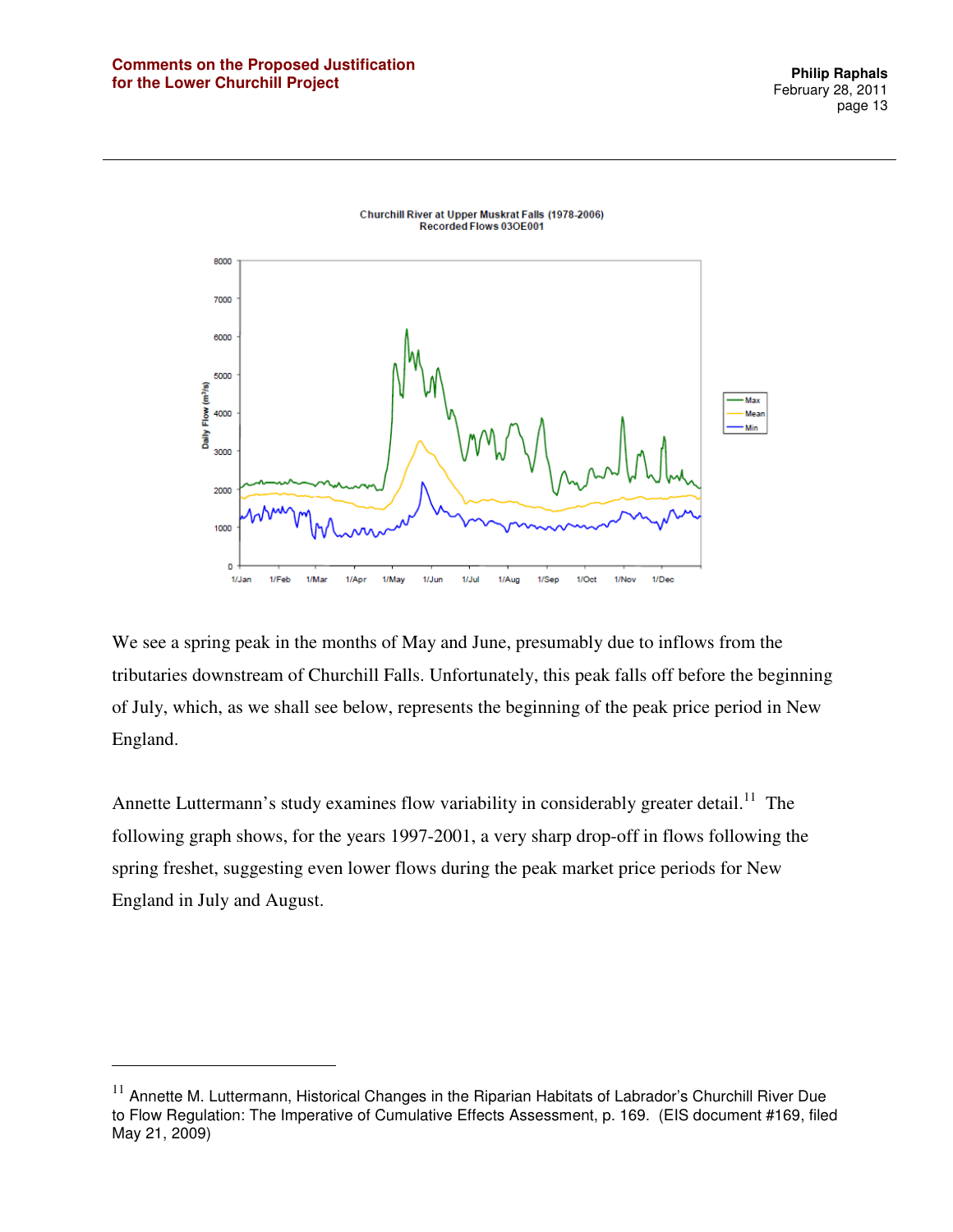Churchill River at Upper Muskrat Falls (1978-2006)
Recorded Flows 03OE001

We see a spring peak in the months of May and June, presumably due to inflows from the tributaries downstream of Churchill Falls. Unfortunately, this peak falls off before the beginning of July, which, as we shall see below, represents the beginning of the peak price period in New England.

Annette Luttermann's study examines flow variability in considerably greater detail.[11] The following graph shows, for the years 1997-2001, a very sharp drop-off in flows following the spring freshet, suggesting even lower flows during the peak market price periods for New England in July and August.

---

[11] Annette M. Luttermann, Historical Changes in the Riparian Habitats of Labrador's Churchill River Due to Flow Regulation: The Imperative of Cumulative Effects Assessment, p. 169. (EIS document #169, filed May 21, 2009)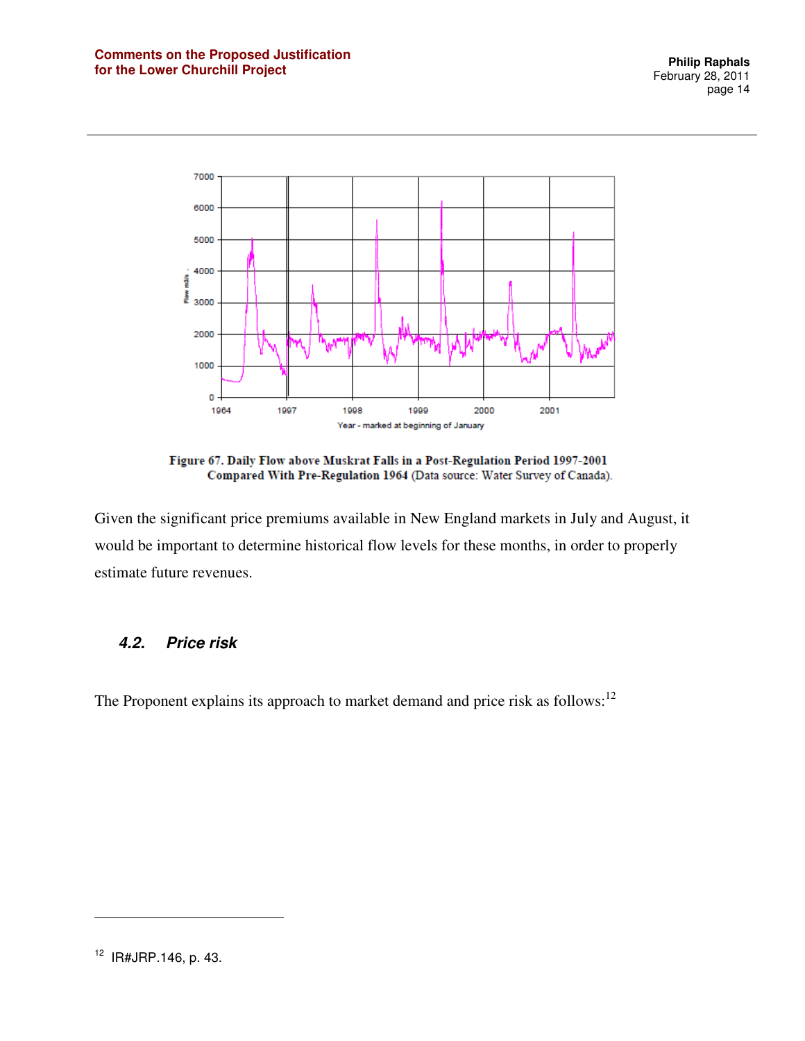Figure 67. Daily Flow above Muskrat Falls in a Post-Regulation Period 1997-2001 Compared With Pre-Regulation 1964 (Data source: Water Survey of Canada).

Given the significant price premiums available in New England markets in July and August, it would be important to determine historical flow levels for these months, in order to properly estimate future revenues.

### 4.2. Price risk

The Proponent explains its approach to market demand and price risk as follows:[12]

---

[12] IR#JRP.146, p. 43.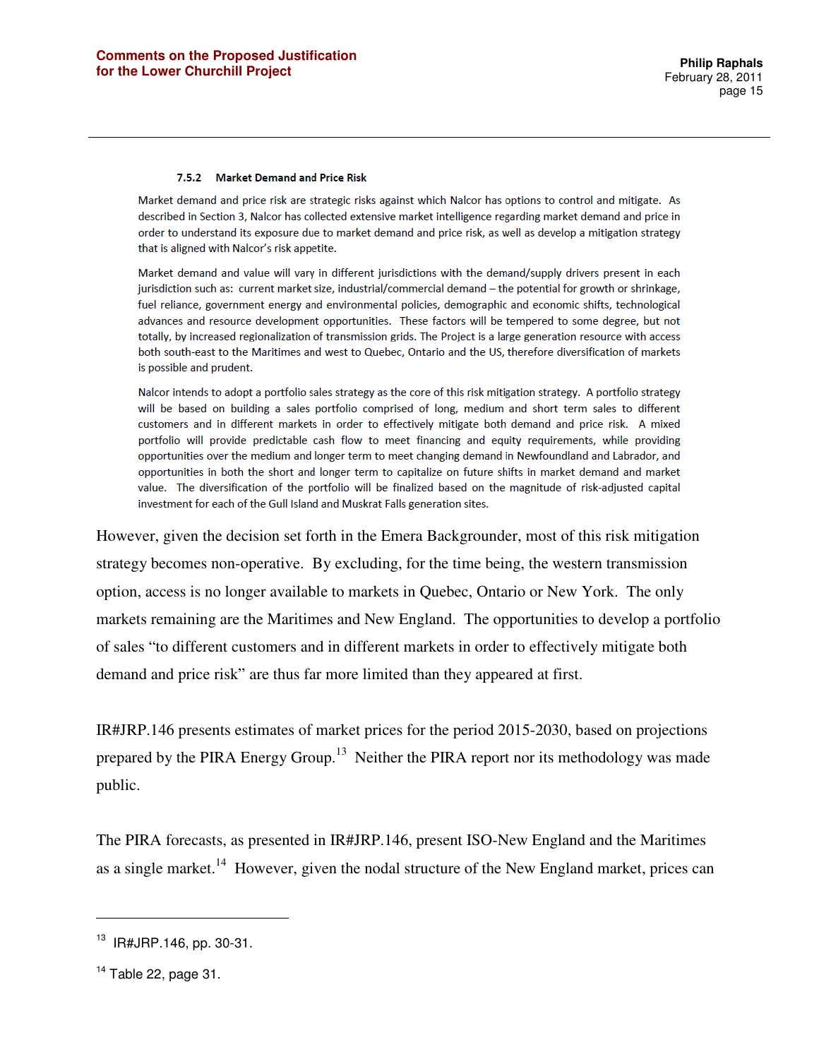#### 7.5.2 Market Demand and Price Risk

> Market demand and price risk are strategic risks against which Nalcor has options to control and mitigate. As described in Section 3, Nalcor has collected extensive market intelligence regarding market demand and price in order to understand its exposure due to market demand and price risk, as well as develop a mitigation strategy that is aligned with Nalcor's risk appetite.
>
> Market demand and value will vary in different jurisdictions with the demand/supply drivers present in each jurisdiction such as: current market size, industrial/commercial demand – the potential for growth or shrinkage, fuel reliance, government energy and environmental policies, demographic and economic shifts, technological advances and resource development opportunities. These factors will be tempered to some degree, but not totally, by increased regionalization of transmission grids. The Project is a large generation resource with access both south-east to the Maritimes and west to Quebec, Ontario and the US, therefore diversification of markets is possible and prudent.
>
> Nalcor intends to adopt a portfolio sales strategy as the core of this risk mitigation strategy. A portfolio strategy will be based on building a sales portfolio comprised of long, medium and short term sales to different customers and in different markets in order to effectively mitigate both demand and price risk. A mixed portfolio will provide predictable cash flow to meet financing and equity requirements, while providing opportunities over the medium and longer term to meet changing demand in Newfoundland and Labrador, and opportunities in both the short and longer term to capitalize on future shifts in market demand and market value. The diversification of the portfolio will be finalized based on the magnitude of risk-adjusted capital investment for each of the Gull Island and Muskrat Falls generation sites.

However, given the decision set forth in the Emera Backgrounder, most of this risk mitigation strategy becomes non-operative. By excluding, for the time being, the western transmission option, access is no longer available to markets in Quebec, Ontario or New York. The only markets remaining are the Maritimes and New England. The opportunities to develop a portfolio of sales "to different customers and in different markets in order to effectively mitigate both demand and price risk" are thus far more limited than they appeared at first.

IR#JRP.146 presents estimates of market prices for the period 2015-2030, based on projections prepared by the PIRA Energy Group.[13] Neither the PIRA report nor its methodology was made public.

The PIRA forecasts, as presented in IR#JRP.146, present ISO-New England and the Maritimes as a single market.[14] However, given the nodal structure of the New England market, prices can

---

[13] IR#JRP.146, pp. 30-31.

[14] Table 22, page 31.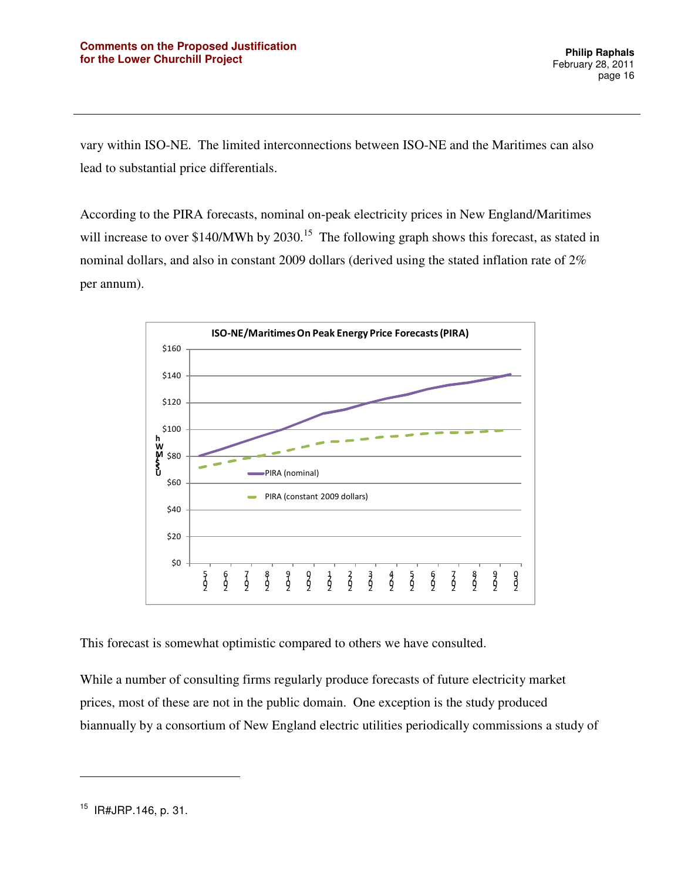vary within ISO-NE. The limited interconnections between ISO-NE and the Maritimes can also lead to substantial price differentials.

According to the PIRA forecasts, nominal on-peak electricity prices in New England/Maritimes will increase to over $140/MWh by 2030.[15] The following graph shows this forecast, as stated in nominal dollars, and also in constant 2009 dollars (derived using the stated inflation rate of 2% per annum).

**ISO-NE/Maritimes On Peak Energy Price Forecasts (PIRA)**

This forecast is somewhat optimistic compared to others we have consulted.

While a number of consulting firms regularly produce forecasts of future electricity market prices, most of these are not in the public domain. One exception is the study produced biannually by a consortium of New England electric utilities periodically commissions a study of

---

[15] IR#JRP.146, p. 31.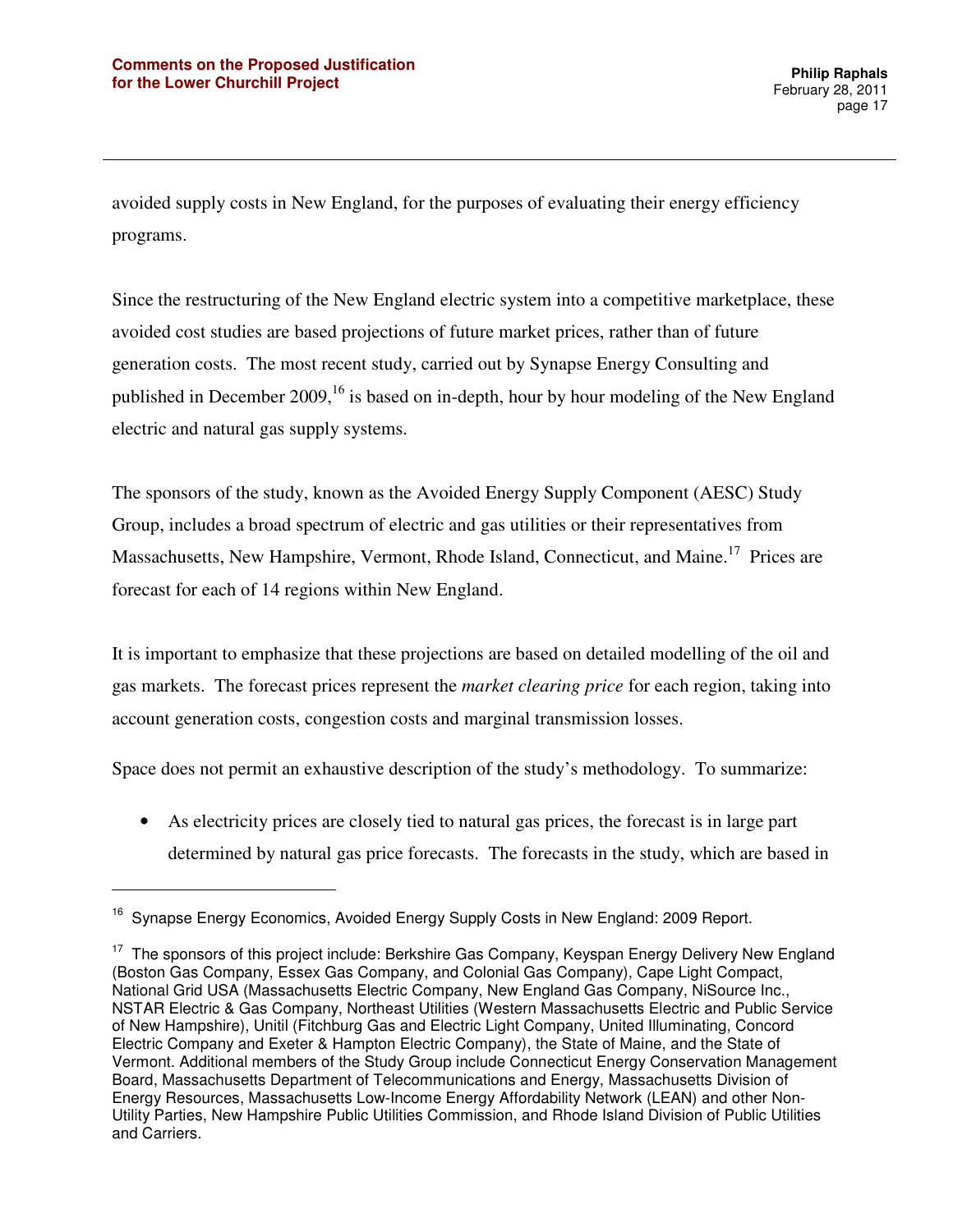avoided supply costs in New England, for the purposes of evaluating their energy efficiency programs.

Since the restructuring of the New England electric system into a competitive marketplace, these avoided cost studies are based projections of future market prices, rather than of future generation costs. The most recent study, carried out by Synapse Energy Consulting and published in December 2009,[16] is based on in-depth, hour by hour modeling of the New England electric and natural gas supply systems.

The sponsors of the study, known as the Avoided Energy Supply Component (AESC) Study Group, includes a broad spectrum of electric and gas utilities or their representatives from Massachusetts, New Hampshire, Vermont, Rhode Island, Connecticut, and Maine.[17] Prices are forecast for each of 14 regions within New England.

It is important to emphasize that these projections are based on detailed modelling of the oil and gas markets. The forecast prices represent the *market clearing price* for each region, taking into account generation costs, congestion costs and marginal transmission losses.

Space does not permit an exhaustive description of the study's methodology. To summarize:

- As electricity prices are closely tied to natural gas prices, the forecast is in large part determined by natural gas price forecasts. The forecasts in the study, which are based in

---

[16] Synapse Energy Economics, Avoided Energy Supply Costs in New England: 2009 Report.

[17] The sponsors of this project include: Berkshire Gas Company, Keyspan Energy Delivery New England (Boston Gas Company, Essex Gas Company, and Colonial Gas Company), Cape Light Compact, National Grid USA (Massachusetts Electric Company, New England Gas Company, NiSource Inc., NSTAR Electric & Gas Company, Northeast Utilities (Western Massachusetts Electric and Public Service of New Hampshire), Unitil (Fitchburg Gas and Electric Light Company, United Illuminating, Concord Electric Company and Exeter & Hampton Electric Company), the State of Maine, and the State of Vermont. Additional members of the Study Group include Connecticut Energy Conservation Management Board, Massachusetts Department of Telecommunications and Energy, Massachusetts Division of Energy Resources, Massachusetts Low-Income Energy Affordability Network (LEAN) and other Non-Utility Parties, New Hampshire Public Utilities Commission, and Rhode Island Division of Public Utilities and Carriers.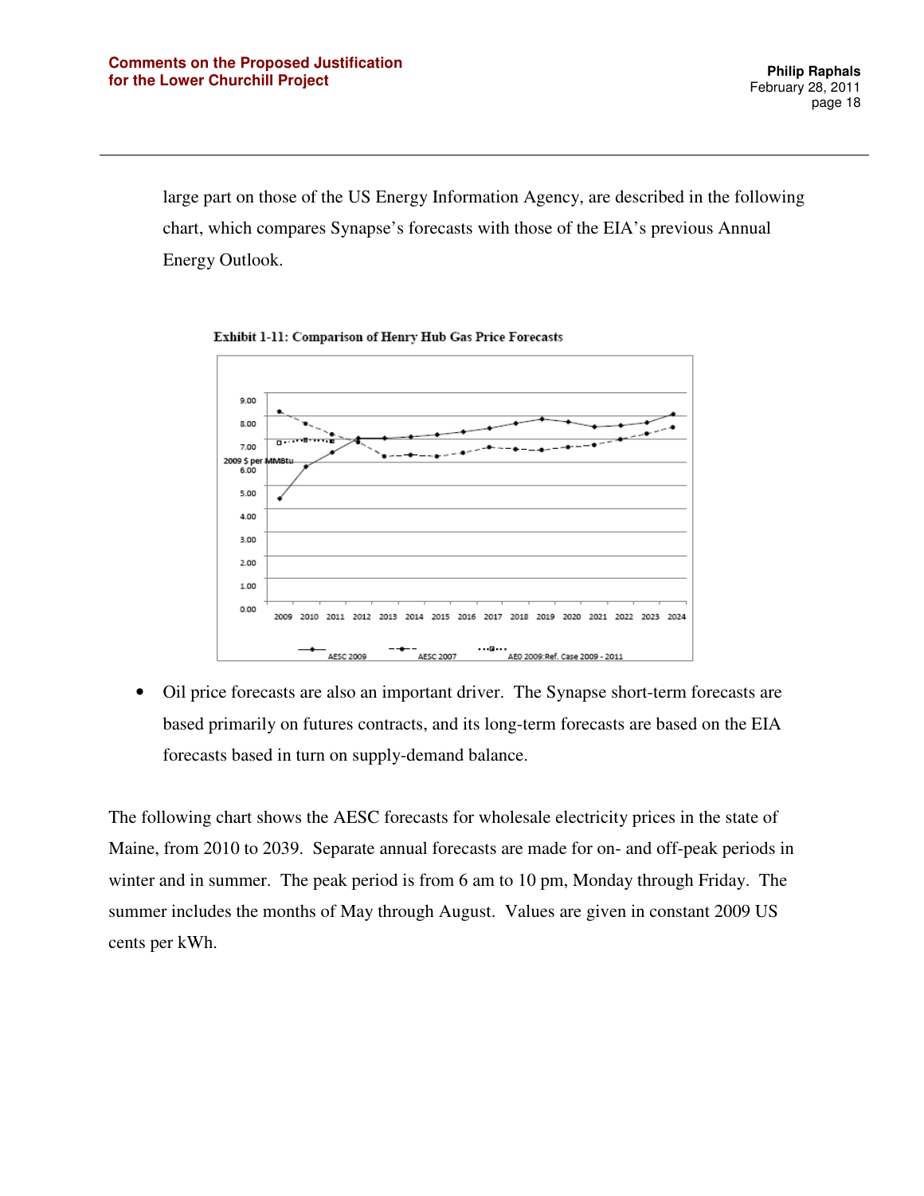large part on those of the US Energy Information Agency, are described in the following chart, which compares Synapse's forecasts with those of the EIA's previous Annual Energy Outlook.

**Exhibit 1-11: Comparison of Henry Hub Gas Price Forecasts**

- Oil price forecasts are also an important driver. The Synapse short-term forecasts are based primarily on futures contracts, and its long-term forecasts are based on the EIA forecasts based in turn on supply-demand balance.

The following chart shows the AESC forecasts for wholesale electricity prices in the state of Maine, from 2010 to 2039. Separate annual forecasts are made for on- and off-peak periods in winter and in summer. The peak period is from 6 am to 10 pm, Monday through Friday. The summer includes the months of May through August. Values are given in constant 2009 US cents per kWh.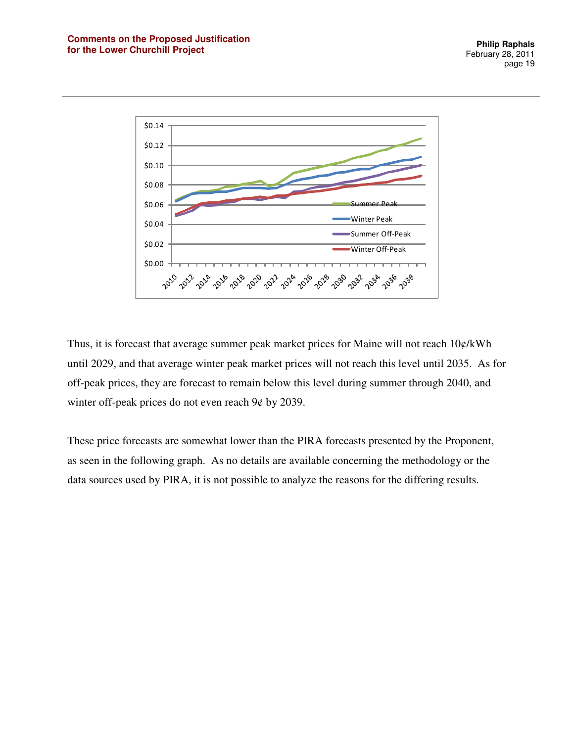Thus, it is forecast that average summer peak market prices for Maine will not reach 10¢/kWh until 2029, and that average winter peak market prices will not reach this level until 2035. As for off-peak prices, they are forecast to remain below this level during summer through 2040, and winter off-peak prices do not even reach 9¢ by 2039.

These price forecasts are somewhat lower than the PIRA forecasts presented by the Proponent, as seen in the following graph. As no details are available concerning the methodology or the data sources used by PIRA, it is not possible to analyze the reasons for the differing results.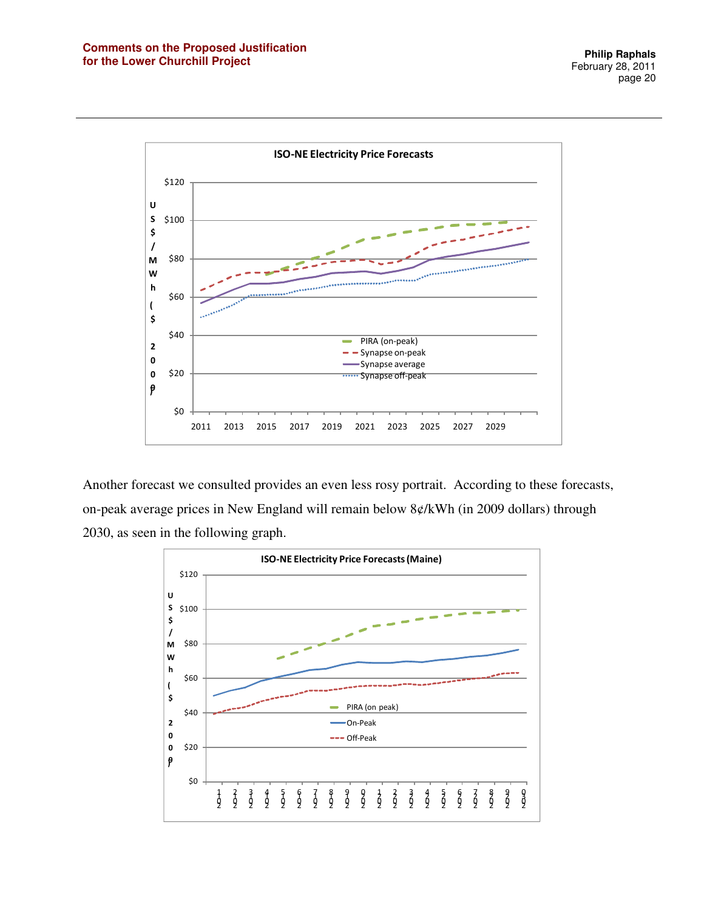Another forecast we consulted provides an even less rosy portrait. According to these forecasts, on-peak average prices in New England will remain below 8¢/kWh (in 2009 dollars) through 2030, as seen in the following graph.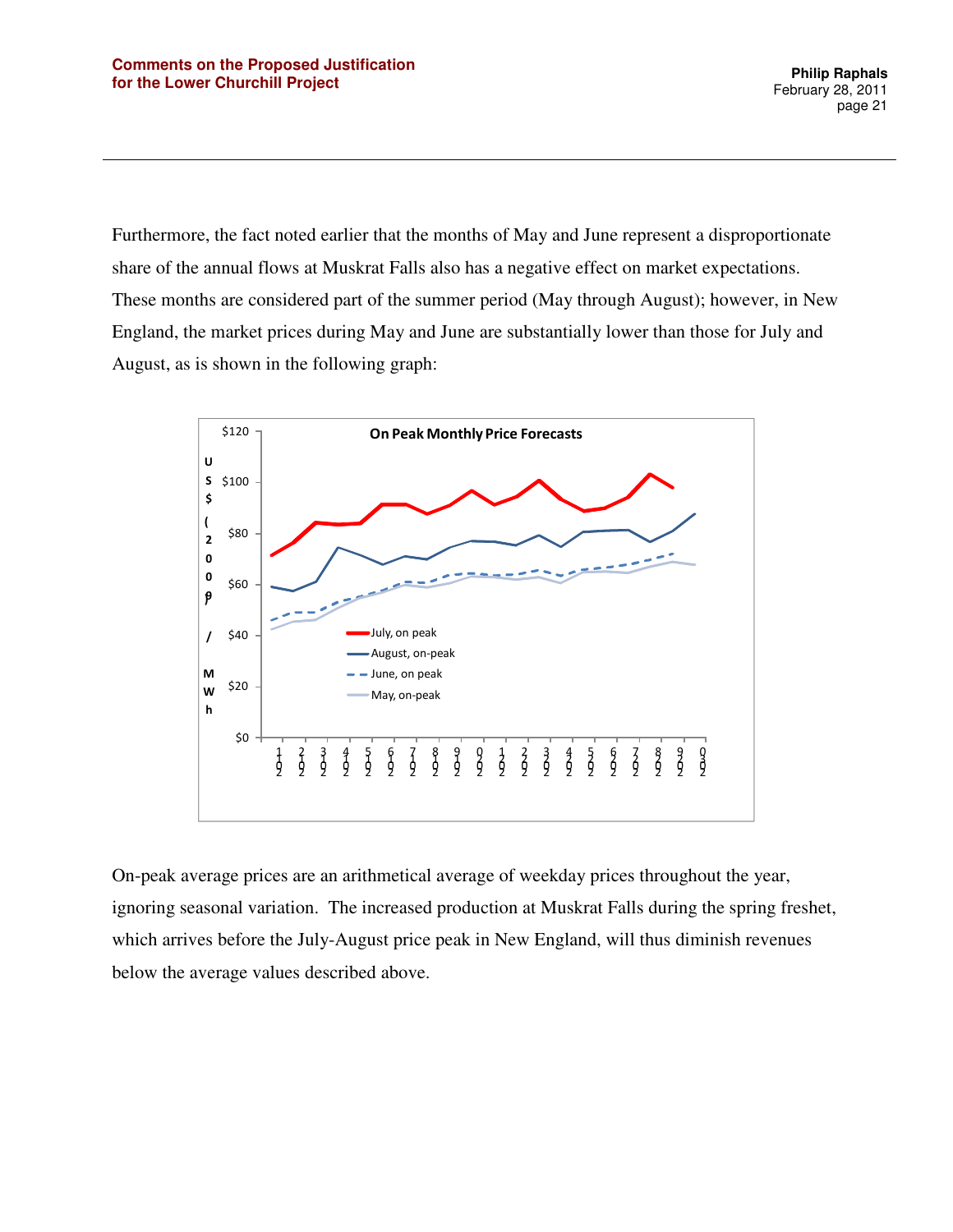Furthermore, the fact noted earlier that the months of May and June represent a disproportionate share of the annual flows at Muskrat Falls also has a negative effect on market expectations. These months are considered part of the summer period (May through August); however, in New England, the market prices during May and June are substantially lower than those for July and August, as is shown in the following graph:

On-peak average prices are an arithmetical average of weekday prices throughout the year, ignoring seasonal variation. The increased production at Muskrat Falls during the spring freshet, which arrives before the July-August price peak in New England, will thus diminish revenues below the average values described above.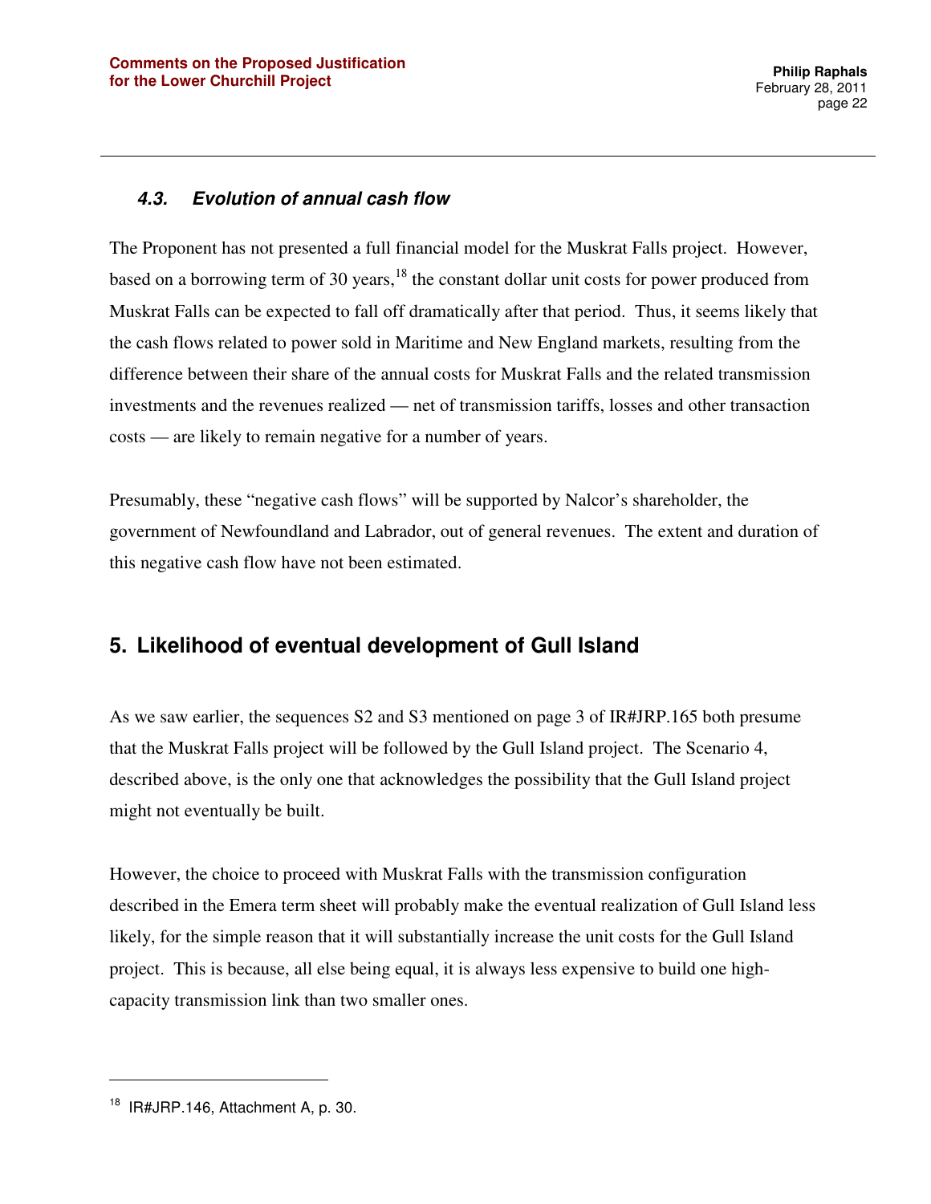### *4.3. Evolution of annual cash flow*

The Proponent has not presented a full financial model for the Muskrat Falls project. However, based on a borrowing term of 30 years,[18] the constant dollar unit costs for power produced from Muskrat Falls can be expected to fall off dramatically after that period. Thus, it seems likely that the cash flows related to power sold in Maritime and New England markets, resulting from the difference between their share of the annual costs for Muskrat Falls and the related transmission investments and the revenues realized — net of transmission tariffs, losses and other transaction costs — are likely to remain negative for a number of years.

Presumably, these "negative cash flows" will be supported by Nalcor's shareholder, the government of Newfoundland and Labrador, out of general revenues. The extent and duration of this negative cash flow have not been estimated.

## 5. Likelihood of eventual development of Gull Island

As we saw earlier, the sequences S2 and S3 mentioned on page 3 of IR#JRP.165 both presume that the Muskrat Falls project will be followed by the Gull Island project. The Scenario 4, described above, is the only one that acknowledges the possibility that the Gull Island project might not eventually be built.

However, the choice to proceed with Muskrat Falls with the transmission configuration described in the Emera term sheet will probably make the eventual realization of Gull Island less likely, for the simple reason that it will substantially increase the unit costs for the Gull Island project. This is because, all else being equal, it is always less expensive to build one high-capacity transmission link than two smaller ones.

---

[18] IR#JRP.146, Attachment A, p. 30.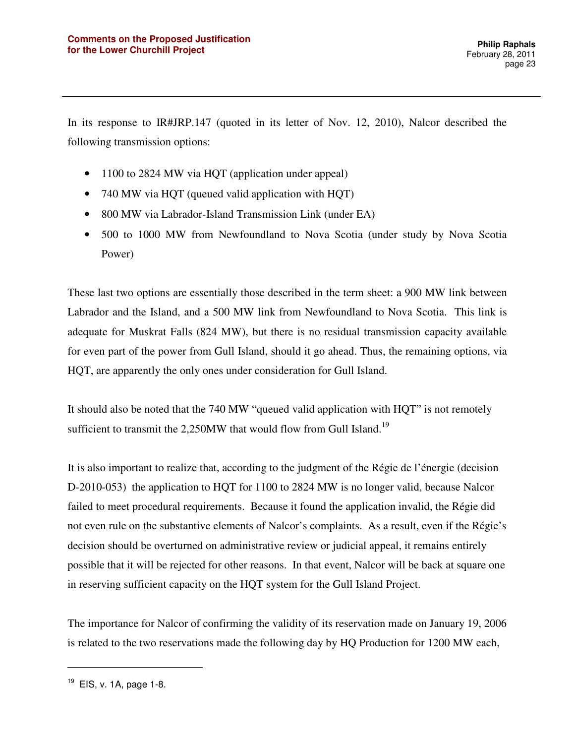In its response to IR#JRP.147 (quoted in its letter of Nov. 12, 2010), Nalcor described the following transmission options:

- 1100 to 2824 MW via HQT (application under appeal)
- 740 MW via HQT (queued valid application with HQT)
- 800 MW via Labrador-Island Transmission Link (under EA)
- 500 to 1000 MW from Newfoundland to Nova Scotia (under study by Nova Scotia Power)

These last two options are essentially those described in the term sheet: a 900 MW link between Labrador and the Island, and a 500 MW link from Newfoundland to Nova Scotia. This link is adequate for Muskrat Falls (824 MW), but there is no residual transmission capacity available for even part of the power from Gull Island, should it go ahead. Thus, the remaining options, via HQT, are apparently the only ones under consideration for Gull Island.

It should also be noted that the 740 MW "queued valid application with HQT" is not remotely sufficient to transmit the 2,250MW that would flow from Gull Island.[19]

It is also important to realize that, according to the judgment of the Régie de l'énergie (decision D-2010-053) the application to HQT for 1100 to 2824 MW is no longer valid, because Nalcor failed to meet procedural requirements. Because it found the application invalid, the Régie did not even rule on the substantive elements of Nalcor's complaints. As a result, even if the Régie's decision should be overturned on administrative review or judicial appeal, it remains entirely possible that it will be rejected for other reasons. In that event, Nalcor will be back at square one in reserving sufficient capacity on the HQT system for the Gull Island Project.

The importance for Nalcor of confirming the validity of its reservation made on January 19, 2006 is related to the two reservations made the following day by HQ Production for 1200 MW each,

---

[19] EIS, v. 1A, page 1-8.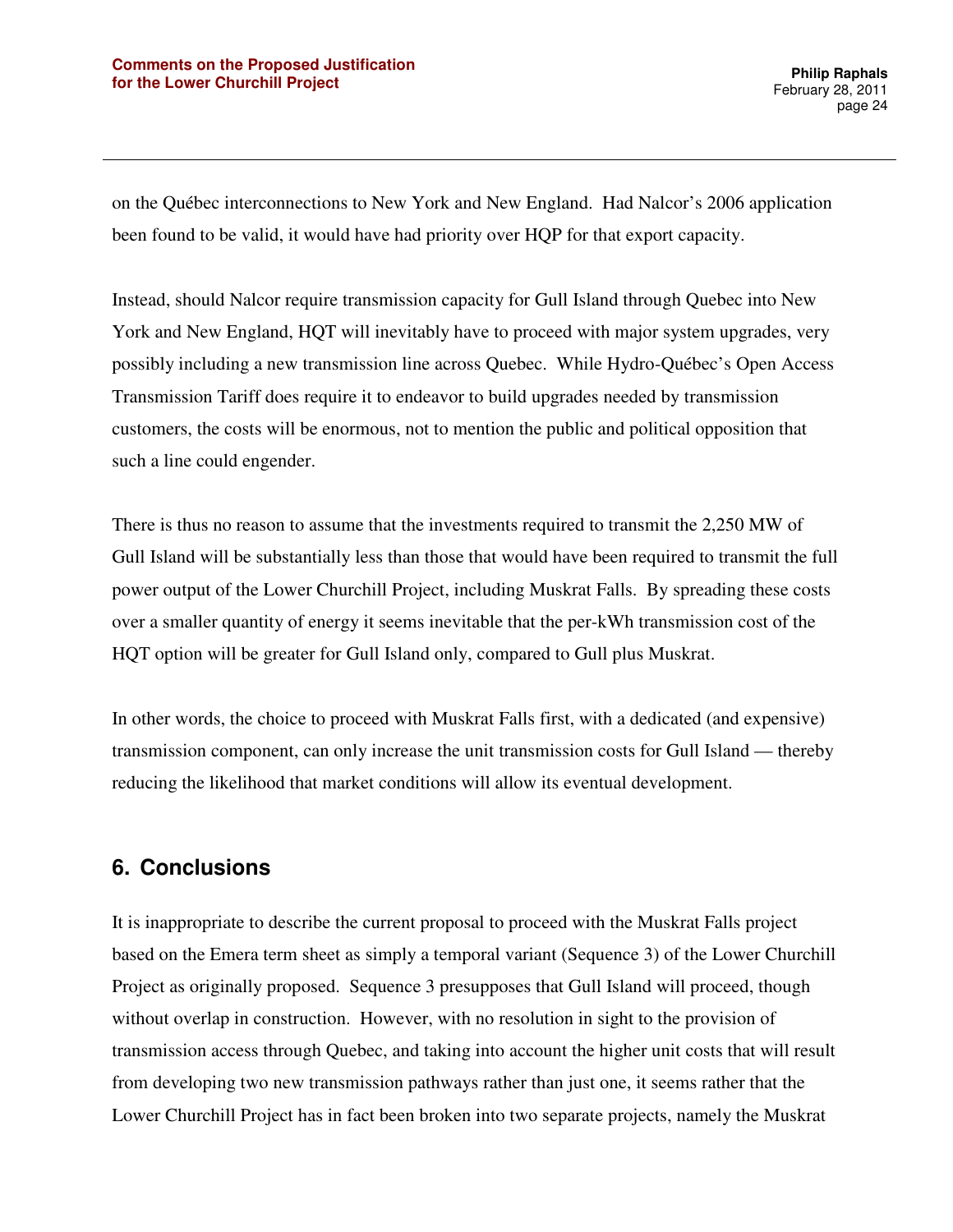on the Québec interconnections to New York and New England. Had Nalcor's 2006 application been found to be valid, it would have had priority over HQP for that export capacity.

Instead, should Nalcor require transmission capacity for Gull Island through Quebec into New York and New England, HQT will inevitably have to proceed with major system upgrades, very possibly including a new transmission line across Quebec. While Hydro-Québec's Open Access Transmission Tariff does require it to endeavor to build upgrades needed by transmission customers, the costs will be enormous, not to mention the public and political opposition that such a line could engender.

There is thus no reason to assume that the investments required to transmit the 2,250 MW of Gull Island will be substantially less than those that would have been required to transmit the full power output of the Lower Churchill Project, including Muskrat Falls. By spreading these costs over a smaller quantity of energy it seems inevitable that the per-kWh transmission cost of the HQT option will be greater for Gull Island only, compared to Gull plus Muskrat.

In other words, the choice to proceed with Muskrat Falls first, with a dedicated (and expensive) transmission component, can only increase the unit transmission costs for Gull Island — thereby reducing the likelihood that market conditions will allow its eventual development.

## 6. Conclusions

It is inappropriate to describe the current proposal to proceed with the Muskrat Falls project based on the Emera term sheet as simply a temporal variant (Sequence 3) of the Lower Churchill Project as originally proposed. Sequence 3 presupposes that Gull Island will proceed, though without overlap in construction. However, with no resolution in sight to the provision of transmission access through Quebec, and taking into account the higher unit costs that will result from developing two new transmission pathways rather than just one, it seems rather that the Lower Churchill Project has in fact been broken into two separate projects, namely the Muskrat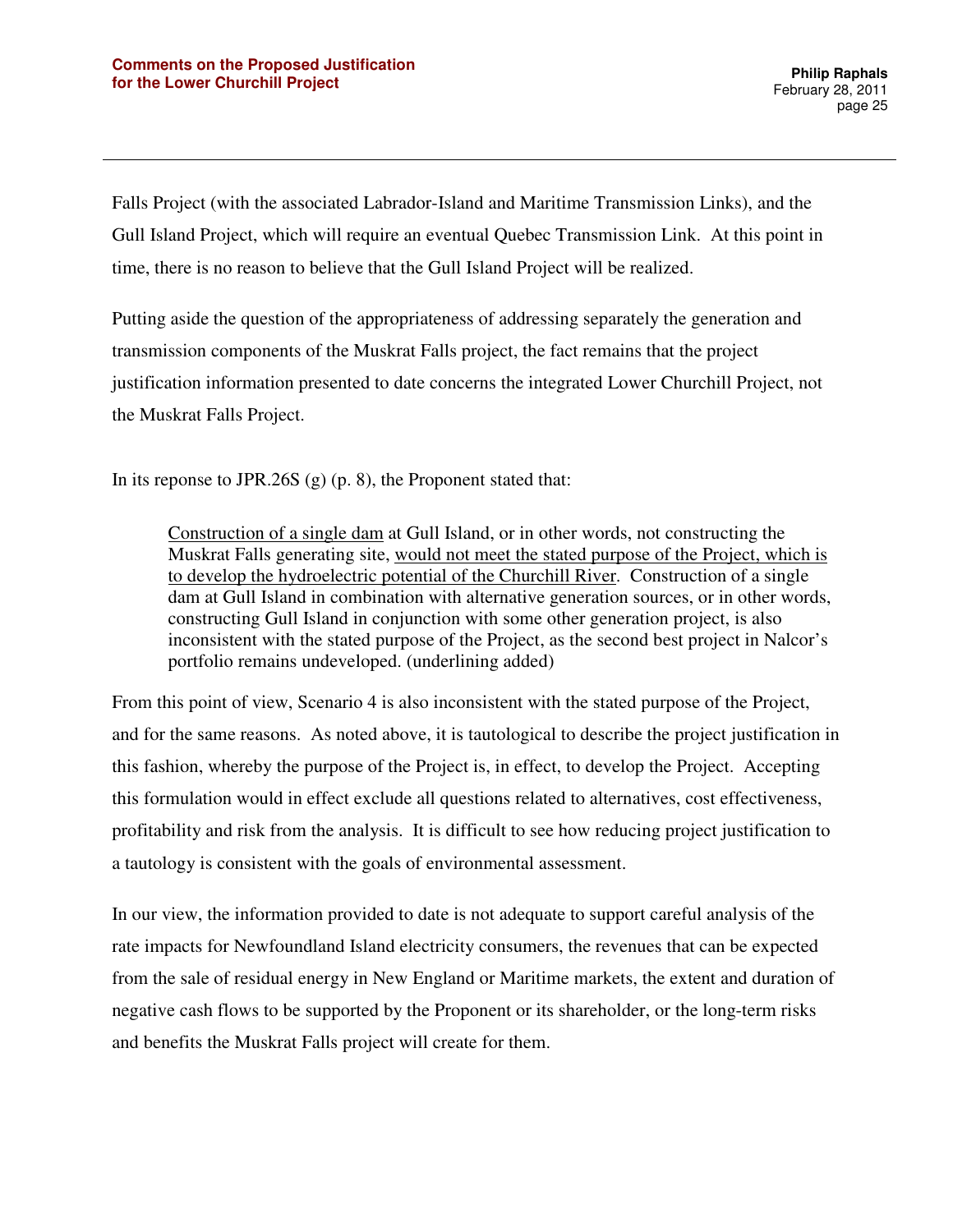Falls Project (with the associated Labrador-Island and Maritime Transmission Links), and the Gull Island Project, which will require an eventual Quebec Transmission Link. At this point in time, there is no reason to believe that the Gull Island Project will be realized.

Putting aside the question of the appropriateness of addressing separately the generation and transmission components of the Muskrat Falls project, the fact remains that the project justification information presented to date concerns the integrated Lower Churchill Project, not the Muskrat Falls Project.

In its reponse to JPR.26S (g) (p. 8), the Proponent stated that:

> <u>Construction of a single dam</u> at Gull Island, or in other words, not constructing the Muskrat Falls generating site, <u>would not meet the stated purpose of the Project, which is to develop the hydroelectric potential of the Churchill River</u>. Construction of a single dam at Gull Island in combination with alternative generation sources, or in other words, constructing Gull Island in conjunction with some other generation project, is also inconsistent with the stated purpose of the Project, as the second best project in Nalcor's portfolio remains undeveloped. (underlining added)

From this point of view, Scenario 4 is also inconsistent with the stated purpose of the Project, and for the same reasons. As noted above, it is tautological to describe the project justification in this fashion, whereby the purpose of the Project is, in effect, to develop the Project. Accepting this formulation would in effect exclude all questions related to alternatives, cost effectiveness, profitability and risk from the analysis. It is difficult to see how reducing project justification to a tautology is consistent with the goals of environmental assessment.

In our view, the information provided to date is not adequate to support careful analysis of the rate impacts for Newfoundland Island electricity consumers, the revenues that can be expected from the sale of residual energy in New England or Maritime markets, the extent and duration of negative cash flows to be supported by the Proponent or its shareholder, or the long-term risks and benefits the Muskrat Falls project will create for them.